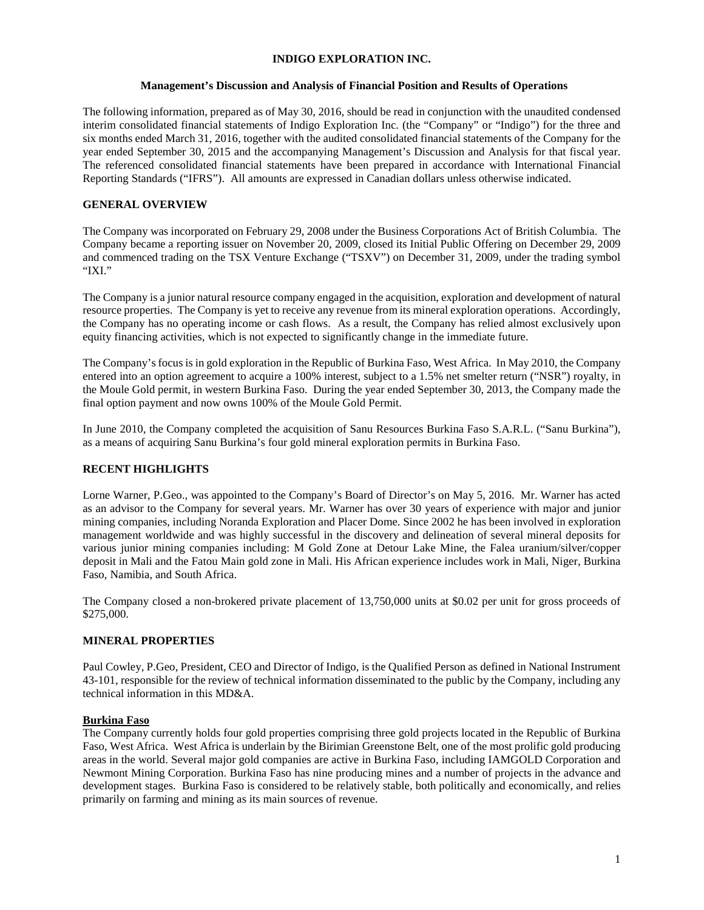# INDIGO EXPLORATION INC.

## Management's Discussion and Analysis of Financial Position and Results of Operations

The following information, prepared as of May 30, 2016, should be read in conjunction with the unaudited condensed interim consolidated financial statements of Indigo Exploration Inc. (the "Company" or "Indigo") for the three and six months ended March 31, 2016, together with the audited consolidated financial statements of the Company for the year ended September 30, 2015 and the accompanying Management's Discussion and Analysis for that fiscal year. The referenced consolidated financial statements have been prepared in accordance with International Financial Reporting Standards ("IFRS"). All amounts are expressed in Canadian dollars unless otherwise indicated.

### GENERAL OVERVIEW

The Company was incorporated on February 29, 2008 under the Business Corporations Act of British Columbia. The Company became a reporting issuer on November 20, 2009, closed its Initial Public Offering on December 29, 2009 and commenced trading on the TSX Venture Exchange ("TSXV") on December 31, 2009, under the trading symbol "IXI."

The Company is a junior natural resource company engaged in the acquisition, exploration and development of natural resource properties. The Company is yet to receive any revenue from its mineral exploration operations. Accordingly, the Company has no operating income or cash flows. As a result, the Company has relied almost exclusively upon equity financing activities, which is not expected to significantly change in the immediate future.

The Company's focus is in gold exploration in the Republic of Burkina Faso, West Africa. In May 2010, the Company entered into an option agreement to acquire a 100% interest, subject to a 1.5% net smelter return ("NSR") royalty, in the Moule Gold permit, in western Burkina Faso. During the year ended September 30, 2013, the Company made the final option payment and now owns 100% of the Moule Gold Permit.

In June 2010, the Company completed the acquisition of Sanu Resources Burkina Faso S.A.R.L. ("Sanu Burkina"), as a means of acquiring Sanu Burkina's four gold mineral exploration permits in Burkina Faso.

### RECENT HIGHLIGHTS

Lorne Warner, P.Geo., was appointed to the Company's Board of Director's on May 5, 2016. Mr. Warner has acted as an advisor to the Company for several years. Mr. Warner has over 30 years of experience with major and junior mining companies, including Noranda Exploration and Placer Dome. Since 2002 he has been involved in exploration management worldwide and was highly successful in the discovery and delineation of several mineral deposits for various junior mining companies including: M Gold Zone at Detour Lake Mine, the Falea uranium/silver/copper deposit in Mali and the Fatou Main gold zone in Mali. His African experience includes work in Mali, Niger, Burkina Faso, Namibia, and South Africa.

The Company closed a non-brokered private placement of 13,750,000 units at $0.02 per unit for gross proceeds of $275,000.

### MINERAL PROPERTIES

Paul Cowley, P.Geo, President, CEO and Director of Indigo, is the Qualified Person as defined in National Instrument 43-101, responsible for the review of technical information disseminated to the public by the Company, including any technical information in this MD&A.

#### Burkina Faso

The Company currently holds four gold properties comprising three gold projects located in the Republic of Burkina Faso, West Africa. West Africa is underlain by the Birimian Greenstone Belt, one of the most prolific gold producing areas in the world. Several major gold companies are active in Burkina Faso, including IAMGOLD Corporation and Newmont Mining Corporation. Burkina Faso has nine producing mines and a number of projects in the advance and development stages. Burkina Faso is considered to be relatively stable, both politically and economically, and relies primarily on farming and mining as its main sources of revenue.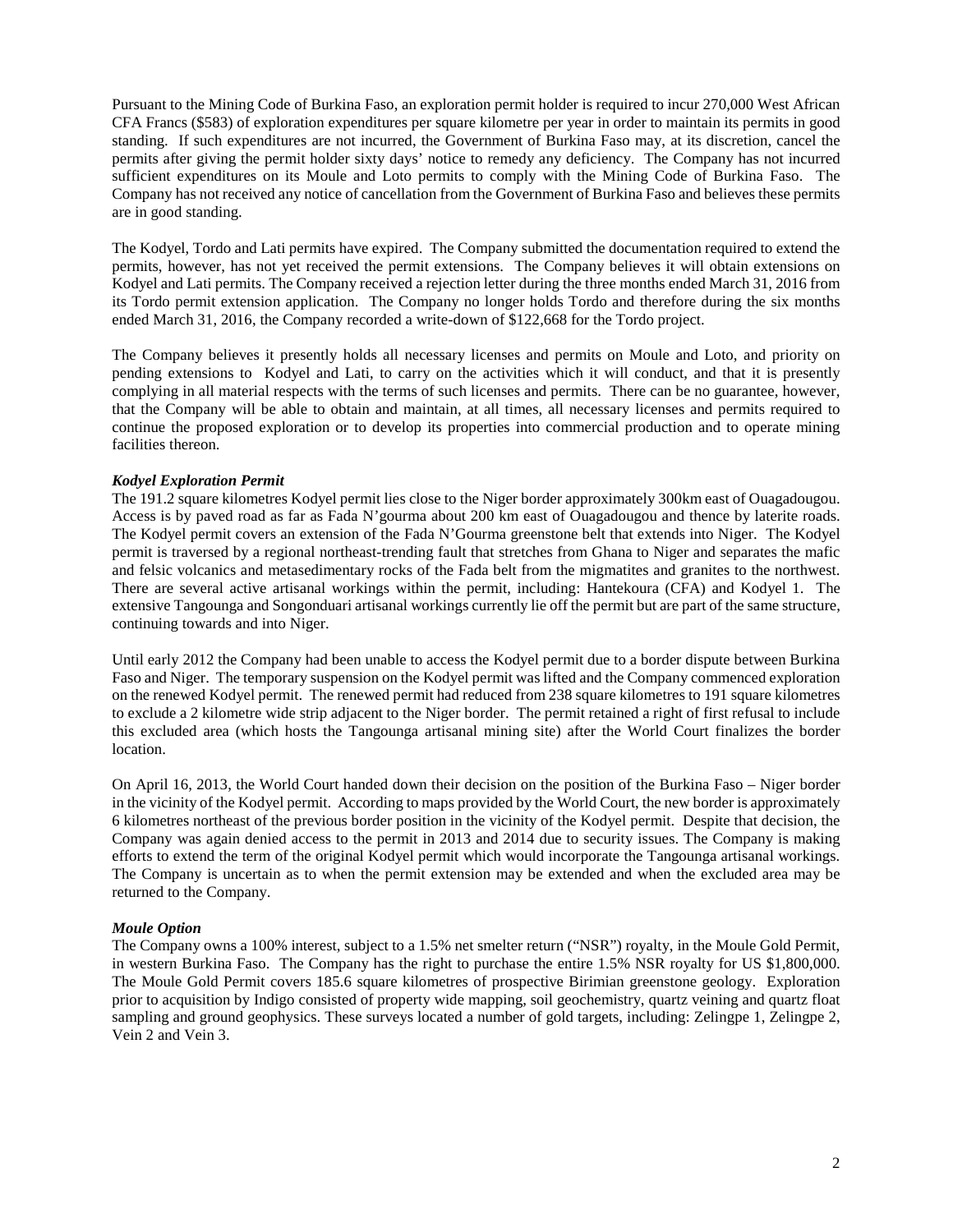Pursuant to the Mining Code of Burkina Faso, an exploration permit holder is required to incur 270,000 West African CFA Francs ($583) of exploration expenditures per square kilometre per year in order to maintain its permits in good standing. If such expenditures are not incurred, the Government of Burkina Faso may, at its discretion, cancel the permits after giving the permit holder sixty days' notice to remedy any deficiency. The Company has not incurred sufficient expenditures on its Moule and Loto permits to comply with the Mining Code of Burkina Faso. The Company has not received any notice of cancellation from the Government of Burkina Faso and believes these permits are in good standing.

The Kodyel, Tordo and Lati permits have expired. The Company submitted the documentation required to extend the permits, however, has not yet received the permit extensions. The Company believes it will obtain extensions on Kodyel and Lati permits. The Company received a rejection letter during the three months ended March 31, 2016 from its Tordo permit extension application. The Company no longer holds Tordo and therefore during the six months ended March 31, 2016, the Company recorded a write-down of $122,668 for the Tordo project.

The Company believes it presently holds all necessary licenses and permits on Moule and Loto, and priority on pending extensions to Kodyel and Lati, to carry on the activities which it will conduct, and that it is presently complying in all material respects with the terms of such licenses and permits. There can be no guarantee, however, that the Company will be able to obtain and maintain, at all times, all necessary licenses and permits required to continue the proposed exploration or to develop its properties into commercial production and to operate mining facilities thereon.

***Kodyel Exploration Permit***

The 191.2 square kilometres Kodyel permit lies close to the Niger border approximately 300km east of Ouagadougou. Access is by paved road as far as Fada N'gourma about 200 km east of Ouagadougou and thence by laterite roads. The Kodyel permit covers an extension of the Fada N'Gourma greenstone belt that extends into Niger. The Kodyel permit is traversed by a regional northeast-trending fault that stretches from Ghana to Niger and separates the mafic and felsic volcanics and metasedimentary rocks of the Fada belt from the migmatites and granites to the northwest. There are several active artisanal workings within the permit, including: Hantekoura (CFA) and Kodyel 1. The extensive Tangounga and Songonduari artisanal workings currently lie off the permit but are part of the same structure, continuing towards and into Niger.

Until early 2012 the Company had been unable to access the Kodyel permit due to a border dispute between Burkina Faso and Niger. The temporary suspension on the Kodyel permit was lifted and the Company commenced exploration on the renewed Kodyel permit. The renewed permit had reduced from 238 square kilometres to 191 square kilometres to exclude a 2 kilometre wide strip adjacent to the Niger border. The permit retained a right of first refusal to include this excluded area (which hosts the Tangounga artisanal mining site) after the World Court finalizes the border location.

On April 16, 2013, the World Court handed down their decision on the position of the Burkina Faso – Niger border in the vicinity of the Kodyel permit. According to maps provided by the World Court, the new border is approximately 6 kilometres northeast of the previous border position in the vicinity of the Kodyel permit. Despite that decision, the Company was again denied access to the permit in 2013 and 2014 due to security issues. The Company is making efforts to extend the term of the original Kodyel permit which would incorporate the Tangounga artisanal workings. The Company is uncertain as to when the permit extension may be extended and when the excluded area may be returned to the Company.

***Moule Option***

The Company owns a 100% interest, subject to a 1.5% net smelter return ("NSR") royalty, in the Moule Gold Permit, in western Burkina Faso. The Company has the right to purchase the entire 1.5% NSR royalty for US $1,800,000. The Moule Gold Permit covers 185.6 square kilometres of prospective Birimian greenstone geology. Exploration prior to acquisition by Indigo consisted of property wide mapping, soil geochemistry, quartz veining and quartz float sampling and ground geophysics. These surveys located a number of gold targets, including: Zelingpe 1, Zelingpe 2, Vein 2 and Vein 3.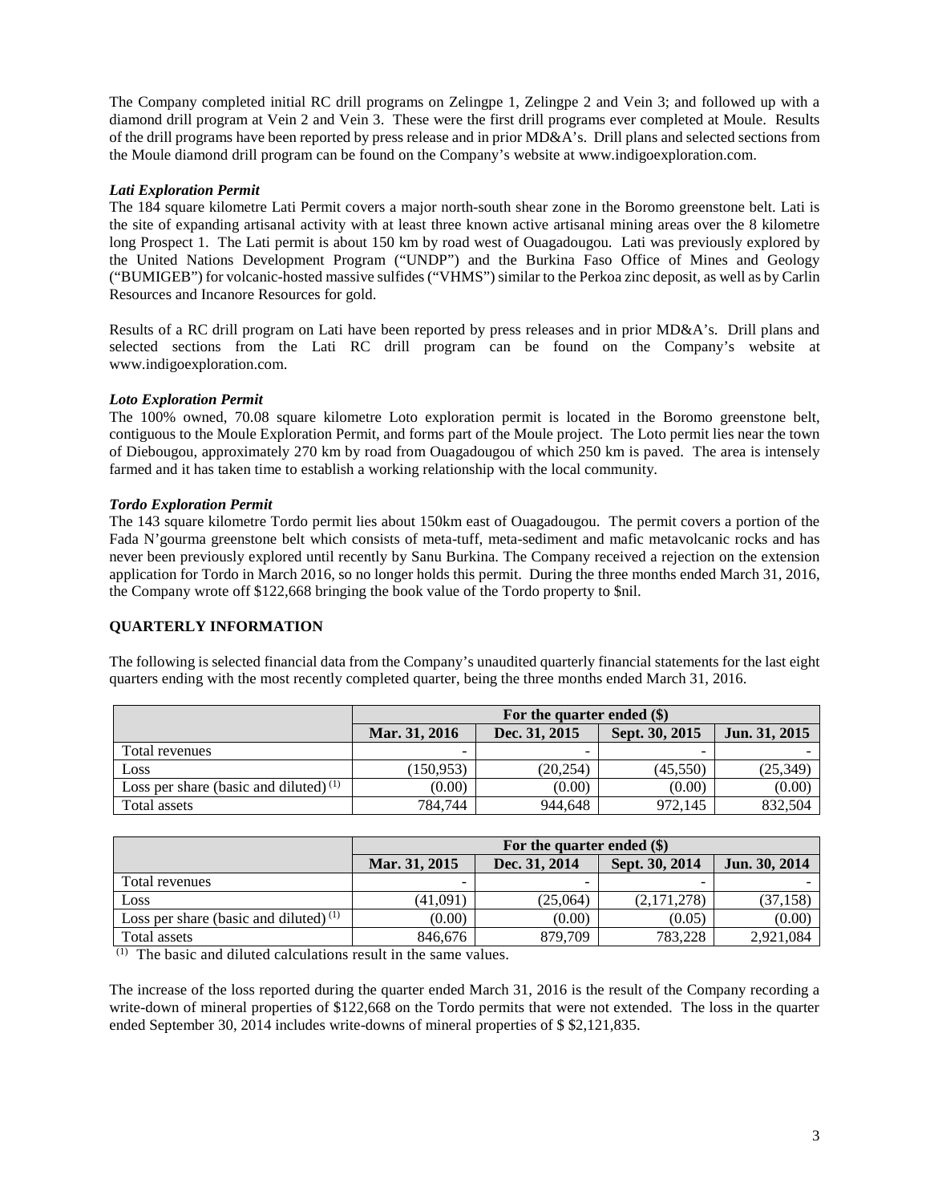The Company completed initial RC drill programs on Zelingpe 1, Zelingpe 2 and Vein 3; and followed up with a diamond drill program at Vein 2 and Vein 3. These were the first drill programs ever completed at Moule. Results of the drill programs have been reported by press release and in prior MD&A's. Drill plans and selected sections from the Moule diamond drill program can be found on the Company's website at www.indigoexploration.com.

***Lati Exploration Permit***

The 184 square kilometre Lati Permit covers a major north-south shear zone in the Boromo greenstone belt. Lati is the site of expanding artisanal activity with at least three known active artisanal mining areas over the 8 kilometre long Prospect 1. The Lati permit is about 150 km by road west of Ouagadougou. Lati was previously explored by the United Nations Development Program ("UNDP") and the Burkina Faso Office of Mines and Geology ("BUMIGEB") for volcanic-hosted massive sulfides ("VHMS") similar to the Perkoa zinc deposit, as well as by Carlin Resources and Incanore Resources for gold.

Results of a RC drill program on Lati have been reported by press releases and in prior MD&A's. Drill plans and selected sections from the Lati RC drill program can be found on the Company's website at www.indigoexploration.com.

***Loto Exploration Permit***

The 100% owned, 70.08 square kilometre Loto exploration permit is located in the Boromo greenstone belt, contiguous to the Moule Exploration Permit, and forms part of the Moule project. The Loto permit lies near the town of Diebougou, approximately 270 km by road from Ouagadougou of which 250 km is paved. The area is intensely farmed and it has taken time to establish a working relationship with the local community.

***Tordo Exploration Permit***

The 143 square kilometre Tordo permit lies about 150km east of Ouagadougou. The permit covers a portion of the Fada N'gourma greenstone belt which consists of meta-tuff, meta-sediment and mafic metavolcanic rocks and has never been previously explored until recently by Sanu Burkina. The Company received a rejection on the extension application for Tordo in March 2016, so no longer holds this permit. During the three months ended March 31, 2016, the Company wrote off $122,668 bringing the book value of the Tordo property to $nil.

**QUARTERLY INFORMATION**

The following is selected financial data from the Company's unaudited quarterly financial statements for the last eight quarters ending with the most recently completed quarter, being the three months ended March 31, 2016.

| | For the quarter ended ($) | | | |
|---|---|---|---|---|
| | **Mar. 31, 2016** | **Dec. 31, 2015** | **Sept. 30, 2015** | **Jun. 31, 2015** |
| Total revenues | - | - | - | - |
| Loss | (150,953) | (20,254) | (45,550) | (25,349) |
| Loss per share (basic and diluted) [(1)] | (0.00) | (0.00) | (0.00) | (0.00) |
| Total assets | 784,744 | 944,648 | 972,145 | 832,504 |

| | For the quarter ended ($) | | | |
|---|---|---|---|---|
| | **Mar. 31, 2015** | **Dec. 31, 2014** | **Sept. 30, 2014** | **Jun. 30, 2014** |
| Total revenues | - | - | - | - |
| Loss | (41,091) | (25,064) | (2,171,278) | (37,158) |
| Loss per share (basic and diluted) [(1)] | (0.00) | (0.00) | (0.05) | (0.00) |
| Total assets | 846,676 | 879,709 | 783,228 | 2,921,084 |

[(1)] The basic and diluted calculations result in the same values.

The increase of the loss reported during the quarter ended March 31, 2016 is the result of the Company recording a write-down of mineral properties of $122,668 on the Tordo permits that were not extended. The loss in the quarter ended September 30, 2014 includes write-downs of mineral properties of $ $2,121,835.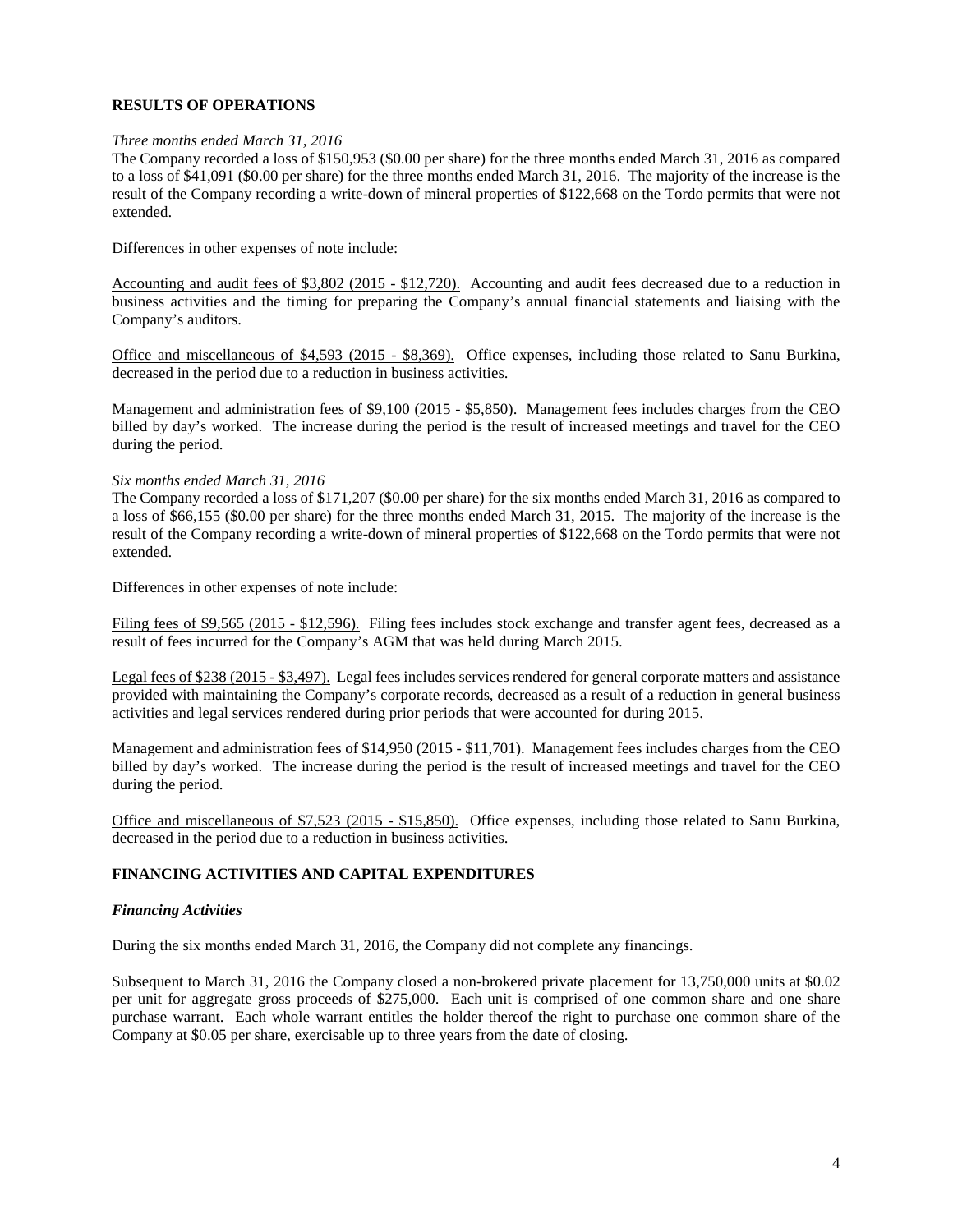## RESULTS OF OPERATIONS

*Three months ended March 31, 2016*

The Company recorded a loss of $150,953 ($0.00 per share) for the three months ended March 31, 2016 as compared to a loss of $41,091 ($0.00 per share) for the three months ended March 31, 2016. The majority of the increase is the result of the Company recording a write-down of mineral properties of $122,668 on the Tordo permits that were not extended.

Differences in other expenses of note include:

Accounting and audit fees of $3,802 (2015 - $12,720). Accounting and audit fees decreased due to a reduction in business activities and the timing for preparing the Company's annual financial statements and liaising with the Company's auditors.

Office and miscellaneous of $4,593 (2015 - $8,369). Office expenses, including those related to Sanu Burkina, decreased in the period due to a reduction in business activities.

Management and administration fees of $9,100 (2015 - $5,850). Management fees includes charges from the CEO billed by day's worked. The increase during the period is the result of increased meetings and travel for the CEO during the period.

*Six months ended March 31, 2016*

The Company recorded a loss of $171,207 ($0.00 per share) for the six months ended March 31, 2016 as compared to a loss of $66,155 ($0.00 per share) for the three months ended March 31, 2015. The majority of the increase is the result of the Company recording a write-down of mineral properties of $122,668 on the Tordo permits that were not extended.

Differences in other expenses of note include:

Filing fees of $9,565 (2015 - $12,596). Filing fees includes stock exchange and transfer agent fees, decreased as a result of fees incurred for the Company's AGM that was held during March 2015.

Legal fees of $238 (2015 - $3,497). Legal fees includes services rendered for general corporate matters and assistance provided with maintaining the Company's corporate records, decreased as a result of a reduction in general business activities and legal services rendered during prior periods that were accounted for during 2015.

Management and administration fees of $14,950 (2015 - $11,701). Management fees includes charges from the CEO billed by day's worked. The increase during the period is the result of increased meetings and travel for the CEO during the period.

Office and miscellaneous of $7,523 (2015 - $15,850). Office expenses, including those related to Sanu Burkina, decreased in the period due to a reduction in business activities.

## FINANCING ACTIVITIES AND CAPITAL EXPENDITURES

### *Financing Activities*

During the six months ended March 31, 2016, the Company did not complete any financings.

Subsequent to March 31, 2016 the Company closed a non-brokered private placement for 13,750,000 units at $0.02 per unit for aggregate gross proceeds of $275,000. Each unit is comprised of one common share and one share purchase warrant. Each whole warrant entitles the holder thereof the right to purchase one common share of the Company at $0.05 per share, exercisable up to three years from the date of closing.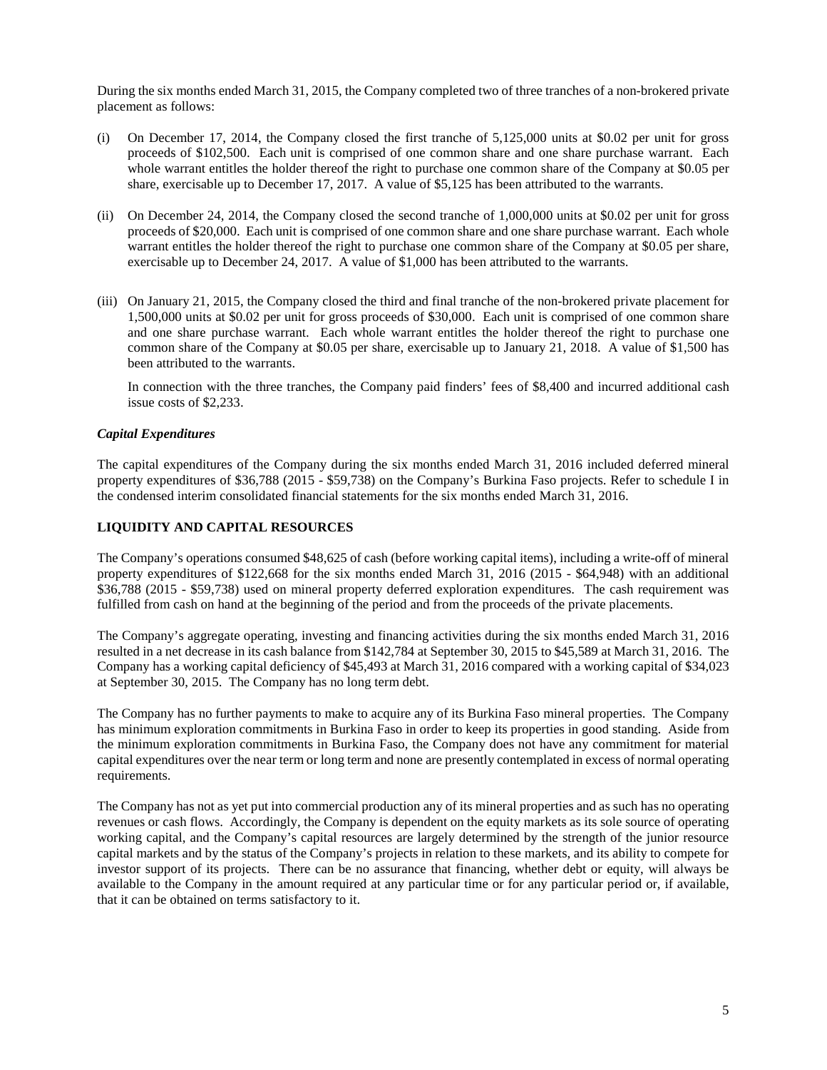During the six months ended March 31, 2015, the Company completed two of three tranches of a non-brokered private placement as follows:

(i) On December 17, 2014, the Company closed the first tranche of 5,125,000 units at $0.02 per unit for gross proceeds of $102,500. Each unit is comprised of one common share and one share purchase warrant. Each whole warrant entitles the holder thereof the right to purchase one common share of the Company at $0.05 per share, exercisable up to December 17, 2017. A value of $5,125 has been attributed to the warrants.

(ii) On December 24, 2014, the Company closed the second tranche of 1,000,000 units at $0.02 per unit for gross proceeds of $20,000. Each unit is comprised of one common share and one share purchase warrant. Each whole warrant entitles the holder thereof the right to purchase one common share of the Company at $0.05 per share, exercisable up to December 24, 2017. A value of $1,000 has been attributed to the warrants.

(iii) On January 21, 2015, the Company closed the third and final tranche of the non-brokered private placement for 1,500,000 units at $0.02 per unit for gross proceeds of $30,000. Each unit is comprised of one common share and one share purchase warrant. Each whole warrant entitles the holder thereof the right to purchase one common share of the Company at $0.05 per share, exercisable up to January 21, 2018. A value of $1,500 has been attributed to the warrants.

    In connection with the three tranches, the Company paid finders' fees of $8,400 and incurred additional cash issue costs of $2,233.

### *Capital Expenditures*

The capital expenditures of the Company during the six months ended March 31, 2016 included deferred mineral property expenditures of $36,788 (2015 - $59,738) on the Company's Burkina Faso projects. Refer to schedule I in the condensed interim consolidated financial statements for the six months ended March 31, 2016.

## LIQUIDITY AND CAPITAL RESOURCES

The Company's operations consumed $48,625 of cash (before working capital items), including a write-off of mineral property expenditures of $122,668 for the six months ended March 31, 2016 (2015 - $64,948) with an additional $36,788 (2015 - $59,738) used on mineral property deferred exploration expenditures. The cash requirement was fulfilled from cash on hand at the beginning of the period and from the proceeds of the private placements.

The Company's aggregate operating, investing and financing activities during the six months ended March 31, 2016 resulted in a net decrease in its cash balance from $142,784 at September 30, 2015 to $45,589 at March 31, 2016. The Company has a working capital deficiency of $45,493 at March 31, 2016 compared with a working capital of $34,023 at September 30, 2015. The Company has no long term debt.

The Company has no further payments to make to acquire any of its Burkina Faso mineral properties. The Company has minimum exploration commitments in Burkina Faso in order to keep its properties in good standing. Aside from the minimum exploration commitments in Burkina Faso, the Company does not have any commitment for material capital expenditures over the near term or long term and none are presently contemplated in excess of normal operating requirements.

The Company has not as yet put into commercial production any of its mineral properties and as such has no operating revenues or cash flows. Accordingly, the Company is dependent on the equity markets as its sole source of operating working capital, and the Company's capital resources are largely determined by the strength of the junior resource capital markets and by the status of the Company's projects in relation to these markets, and its ability to compete for investor support of its projects. There can be no assurance that financing, whether debt or equity, will always be available to the Company in the amount required at any particular time or for any particular period or, if available, that it can be obtained on terms satisfactory to it.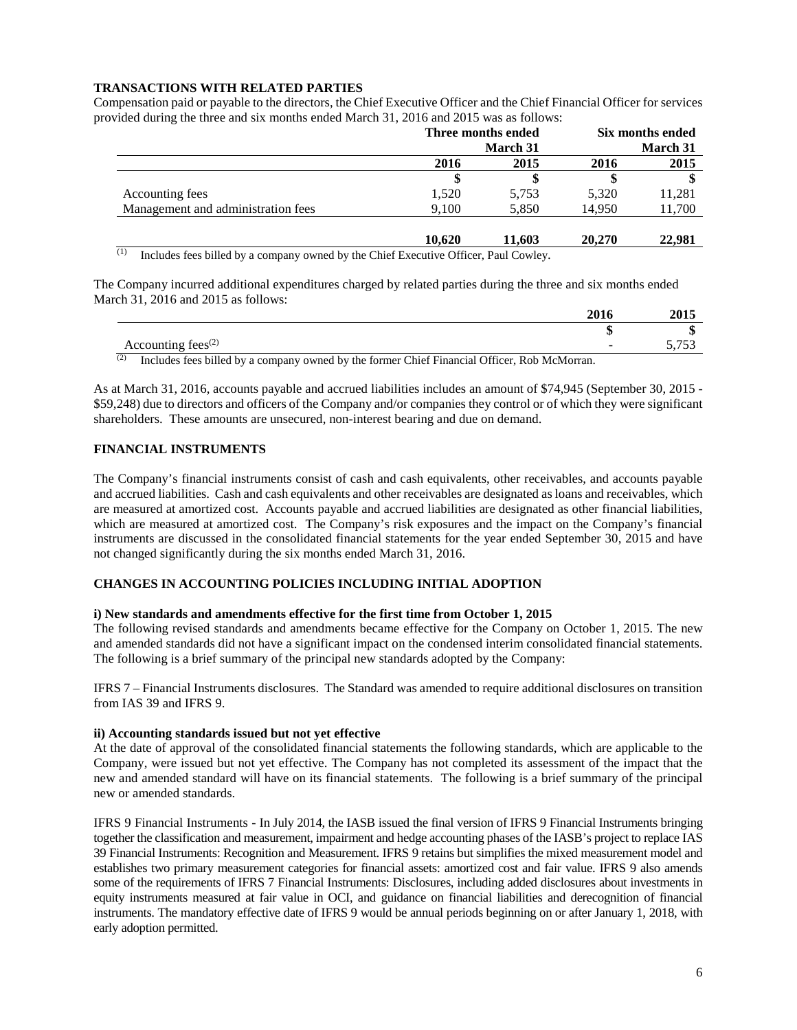**TRANSACTIONS WITH RELATED PARTIES**

Compensation paid or payable to the directors, the Chief Executive Officer and the Chief Financial Officer for services provided during the three and six months ended March 31, 2016 and 2015 was as follows:

| | Three months ended March 31 | | Six months ended March 31 | |
|---|---|---|---|---|
| | 2016 | 2015 | 2016 | 2015 |
| | $ | $ | $ | $ |
| Accounting fees | 1,520 | 5,753 | 5,320 | 11,281 |
| Management and administration fees | 9,100 | 5,850 | 14,950 | 11,700 |
| | **10,620** | **11,603** | **20,270** | **22,981** |

(1) Includes fees billed by a company owned by the Chief Executive Officer, Paul Cowley.

The Company incurred additional expenditures charged by related parties during the three and six months ended March 31, 2016 and 2015 as follows:

| | 2016 | 2015 |
|---|---|---|
| | $ | $ |
| Accounting fees[(2)] | - | 5,753 |

(2) Includes fees billed by a company owned by the former Chief Financial Officer, Rob McMorran.

As at March 31, 2016, accounts payable and accrued liabilities includes an amount of $74,945 (September 30, 2015 - $59,248) due to directors and officers of the Company and/or companies they control or of which they were significant shareholders. These amounts are unsecured, non-interest bearing and due on demand.

**FINANCIAL INSTRUMENTS**

The Company's financial instruments consist of cash and cash equivalents, other receivables, and accounts payable and accrued liabilities. Cash and cash equivalents and other receivables are designated as loans and receivables, which are measured at amortized cost. Accounts payable and accrued liabilities are designated as other financial liabilities, which are measured at amortized cost. The Company's risk exposures and the impact on the Company's financial instruments are discussed in the consolidated financial statements for the year ended September 30, 2015 and have not changed significantly during the six months ended March 31, 2016.

**CHANGES IN ACCOUNTING POLICIES INCLUDING INITIAL ADOPTION**

**i) New standards and amendments effective for the first time from October 1, 2015**

The following revised standards and amendments became effective for the Company on October 1, 2015. The new and amended standards did not have a significant impact on the condensed interim consolidated financial statements. The following is a brief summary of the principal new standards adopted by the Company:

IFRS 7 – Financial Instruments disclosures. The Standard was amended to require additional disclosures on transition from IAS 39 and IFRS 9.

**ii) Accounting standards issued but not yet effective**

At the date of approval of the consolidated financial statements the following standards, which are applicable to the Company, were issued but not yet effective. The Company has not completed its assessment of the impact that the new and amended standard will have on its financial statements. The following is a brief summary of the principal new or amended standards.

IFRS 9 Financial Instruments - In July 2014, the IASB issued the final version of IFRS 9 Financial Instruments bringing together the classification and measurement, impairment and hedge accounting phases of the IASB's project to replace IAS 39 Financial Instruments: Recognition and Measurement. IFRS 9 retains but simplifies the mixed measurement model and establishes two primary measurement categories for financial assets: amortized cost and fair value. IFRS 9 also amends some of the requirements of IFRS 7 Financial Instruments: Disclosures, including added disclosures about investments in equity instruments measured at fair value in OCI, and guidance on financial liabilities and derecognition of financial instruments. The mandatory effective date of IFRS 9 would be annual periods beginning on or after January 1, 2018, with early adoption permitted.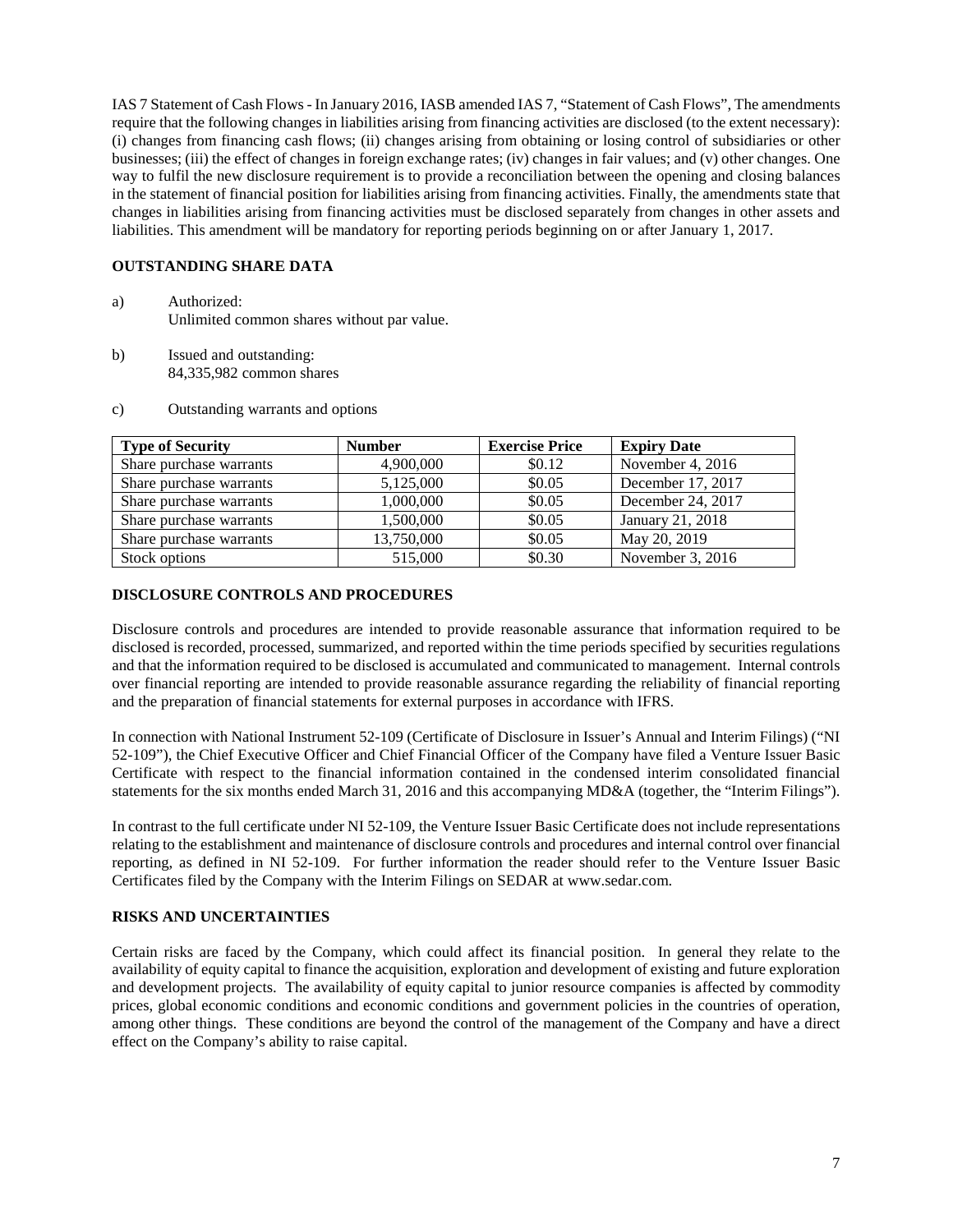IAS 7 Statement of Cash Flows - In January 2016, IASB amended IAS 7, "Statement of Cash Flows", The amendments require that the following changes in liabilities arising from financing activities are disclosed (to the extent necessary): (i) changes from financing cash flows; (ii) changes arising from obtaining or losing control of subsidiaries or other businesses; (iii) the effect of changes in foreign exchange rates; (iv) changes in fair values; and (v) other changes. One way to fulfil the new disclosure requirement is to provide a reconciliation between the opening and closing balances in the statement of financial position for liabilities arising from financing activities. Finally, the amendments state that changes in liabilities arising from financing activities must be disclosed separately from changes in other assets and liabilities. This amendment will be mandatory for reporting periods beginning on or after January 1, 2017.

## OUTSTANDING SHARE DATA

a) Authorized:
Unlimited common shares without par value.

b) Issued and outstanding:
84,335,982 common shares

c) Outstanding warrants and options

| Type of Security | Number | Exercise Price | Expiry Date |
|---|---|---|---|
| Share purchase warrants | 4,900,000 | $0.12 | November 4, 2016 |
| Share purchase warrants | 5,125,000 | $0.05 | December 17, 2017 |
| Share purchase warrants | 1,000,000 | $0.05 | December 24, 2017 |
| Share purchase warrants | 1,500,000 | $0.05 | January 21, 2018 |
| Share purchase warrants | 13,750,000 | $0.05 | May 20, 2019 |
| Stock options | 515,000 | $0.30 | November 3, 2016 |

## DISCLOSURE CONTROLS AND PROCEDURES

Disclosure controls and procedures are intended to provide reasonable assurance that information required to be disclosed is recorded, processed, summarized, and reported within the time periods specified by securities regulations and that the information required to be disclosed is accumulated and communicated to management. Internal controls over financial reporting are intended to provide reasonable assurance regarding the reliability of financial reporting and the preparation of financial statements for external purposes in accordance with IFRS.

In connection with National Instrument 52-109 (Certificate of Disclosure in Issuer's Annual and Interim Filings) ("NI 52-109"), the Chief Executive Officer and Chief Financial Officer of the Company have filed a Venture Issuer Basic Certificate with respect to the financial information contained in the condensed interim consolidated financial statements for the six months ended March 31, 2016 and this accompanying MD&A (together, the "Interim Filings").

In contrast to the full certificate under NI 52-109, the Venture Issuer Basic Certificate does not include representations relating to the establishment and maintenance of disclosure controls and procedures and internal control over financial reporting, as defined in NI 52-109. For further information the reader should refer to the Venture Issuer Basic Certificates filed by the Company with the Interim Filings on SEDAR at www.sedar.com.

## RISKS AND UNCERTAINTIES

Certain risks are faced by the Company, which could affect its financial position. In general they relate to the availability of equity capital to finance the acquisition, exploration and development of existing and future exploration and development projects. The availability of equity capital to junior resource companies is affected by commodity prices, global economic conditions and economic conditions and government policies in the countries of operation, among other things. These conditions are beyond the control of the management of the Company and have a direct effect on the Company's ability to raise capital.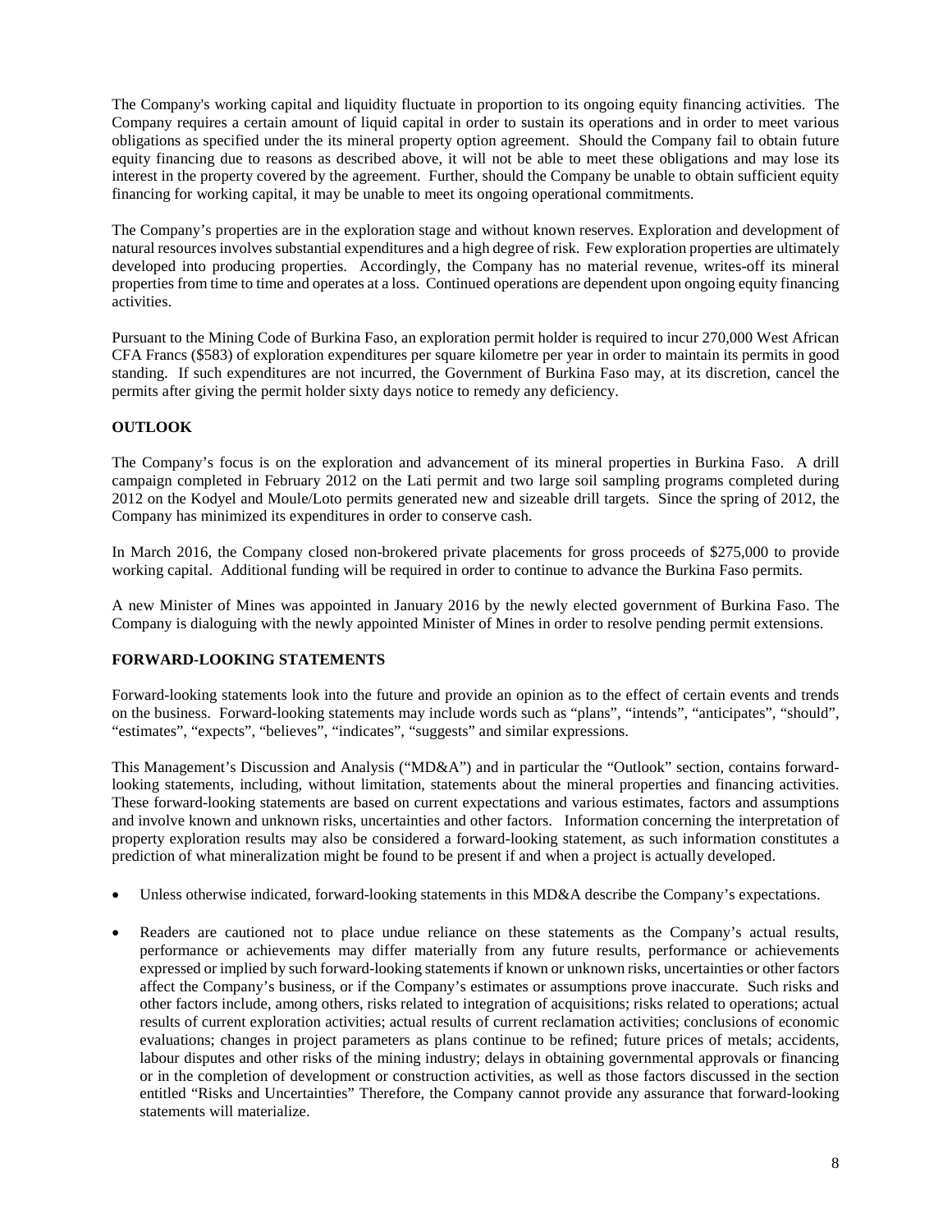The Company's working capital and liquidity fluctuate in proportion to its ongoing equity financing activities. The Company requires a certain amount of liquid capital in order to sustain its operations and in order to meet various obligations as specified under the its mineral property option agreement. Should the Company fail to obtain future equity financing due to reasons as described above, it will not be able to meet these obligations and may lose its interest in the property covered by the agreement. Further, should the Company be unable to obtain sufficient equity financing for working capital, it may be unable to meet its ongoing operational commitments.

The Company's properties are in the exploration stage and without known reserves. Exploration and development of natural resources involves substantial expenditures and a high degree of risk. Few exploration properties are ultimately developed into producing properties. Accordingly, the Company has no material revenue, writes-off its mineral properties from time to time and operates at a loss. Continued operations are dependent upon ongoing equity financing activities.

Pursuant to the Mining Code of Burkina Faso, an exploration permit holder is required to incur 270,000 West African CFA Francs ($583) of exploration expenditures per square kilometre per year in order to maintain its permits in good standing. If such expenditures are not incurred, the Government of Burkina Faso may, at its discretion, cancel the permits after giving the permit holder sixty days notice to remedy any deficiency.

## OUTLOOK

The Company's focus is on the exploration and advancement of its mineral properties in Burkina Faso. A drill campaign completed in February 2012 on the Lati permit and two large soil sampling programs completed during 2012 on the Kodyel and Moule/Loto permits generated new and sizeable drill targets. Since the spring of 2012, the Company has minimized its expenditures in order to conserve cash.

In March 2016, the Company closed non-brokered private placements for gross proceeds of $275,000 to provide working capital. Additional funding will be required in order to continue to advance the Burkina Faso permits.

A new Minister of Mines was appointed in January 2016 by the newly elected government of Burkina Faso. The Company is dialoguing with the newly appointed Minister of Mines in order to resolve pending permit extensions.

## FORWARD-LOOKING STATEMENTS

Forward-looking statements look into the future and provide an opinion as to the effect of certain events and trends on the business. Forward-looking statements may include words such as "plans", "intends", "anticipates", "should", "estimates", "expects", "believes", "indicates", "suggests" and similar expressions.

This Management's Discussion and Analysis ("MD&A") and in particular the "Outlook" section, contains forward-looking statements, including, without limitation, statements about the mineral properties and financing activities. These forward-looking statements are based on current expectations and various estimates, factors and assumptions and involve known and unknown risks, uncertainties and other factors. Information concerning the interpretation of property exploration results may also be considered a forward-looking statement, as such information constitutes a prediction of what mineralization might be found to be present if and when a project is actually developed.

- Unless otherwise indicated, forward-looking statements in this MD&A describe the Company's expectations.
- Readers are cautioned not to place undue reliance on these statements as the Company's actual results, performance or achievements may differ materially from any future results, performance or achievements expressed or implied by such forward-looking statements if known or unknown risks, uncertainties or other factors affect the Company's business, or if the Company's estimates or assumptions prove inaccurate. Such risks and other factors include, among others, risks related to integration of acquisitions; risks related to operations; actual results of current exploration activities; actual results of current reclamation activities; conclusions of economic evaluations; changes in project parameters as plans continue to be refined; future prices of metals; accidents, labour disputes and other risks of the mining industry; delays in obtaining governmental approvals or financing or in the completion of development or construction activities, as well as those factors discussed in the section entitled "Risks and Uncertainties" Therefore, the Company cannot provide any assurance that forward-looking statements will materialize.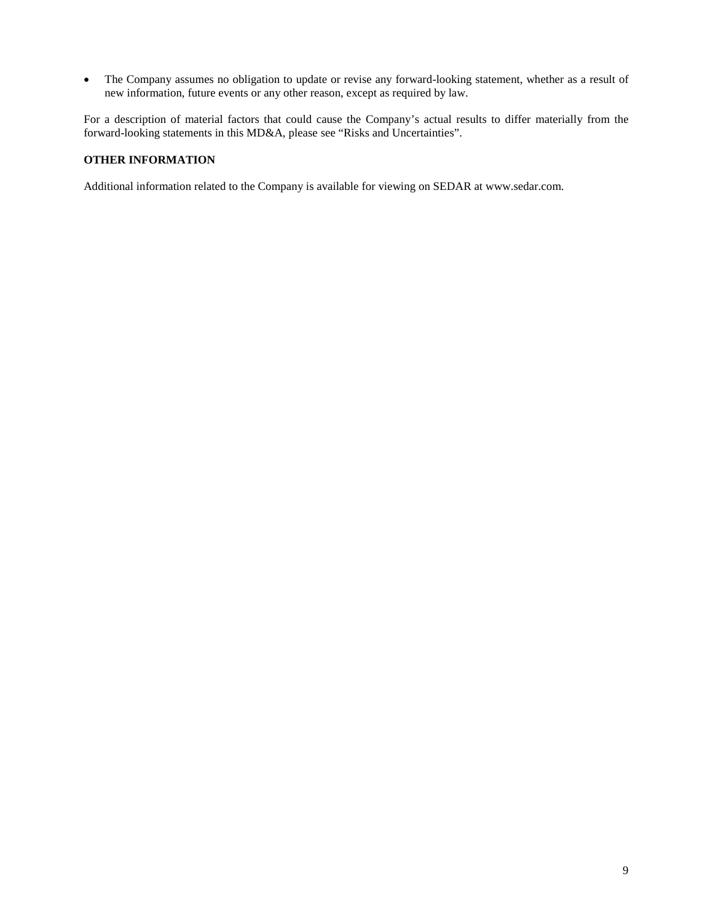- The Company assumes no obligation to update or revise any forward-looking statement, whether as a result of new information, future events or any other reason, except as required by law.

For a description of material factors that could cause the Company's actual results to differ materially from the forward-looking statements in this MD&A, please see "Risks and Uncertainties".

**OTHER INFORMATION**

Additional information related to the Company is available for viewing on SEDAR at www.sedar.com.